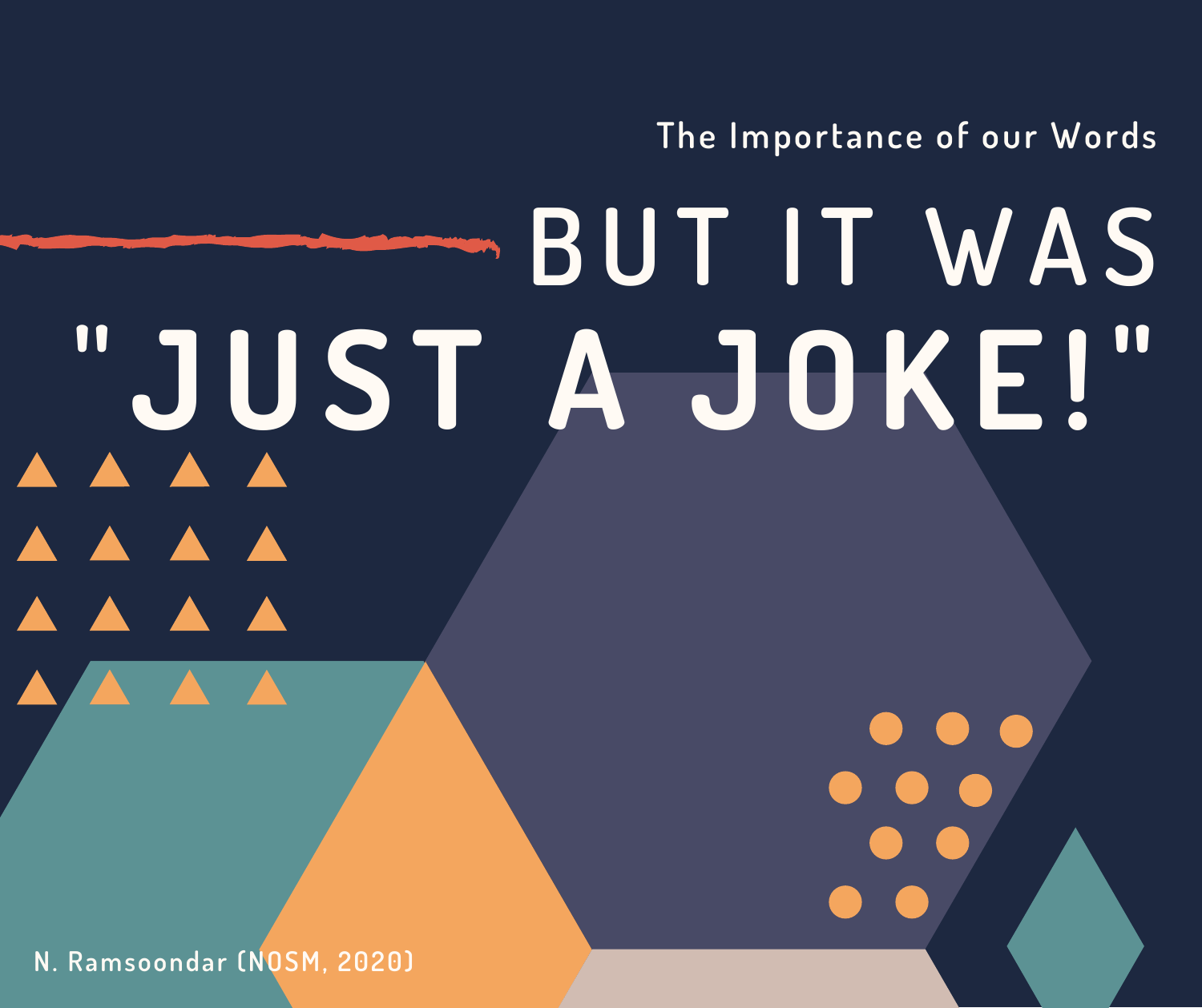The Importance of our Words

# BUT IT WAS "JUST A JOKE!"

N. Ramsoondar (NOSM, 2020)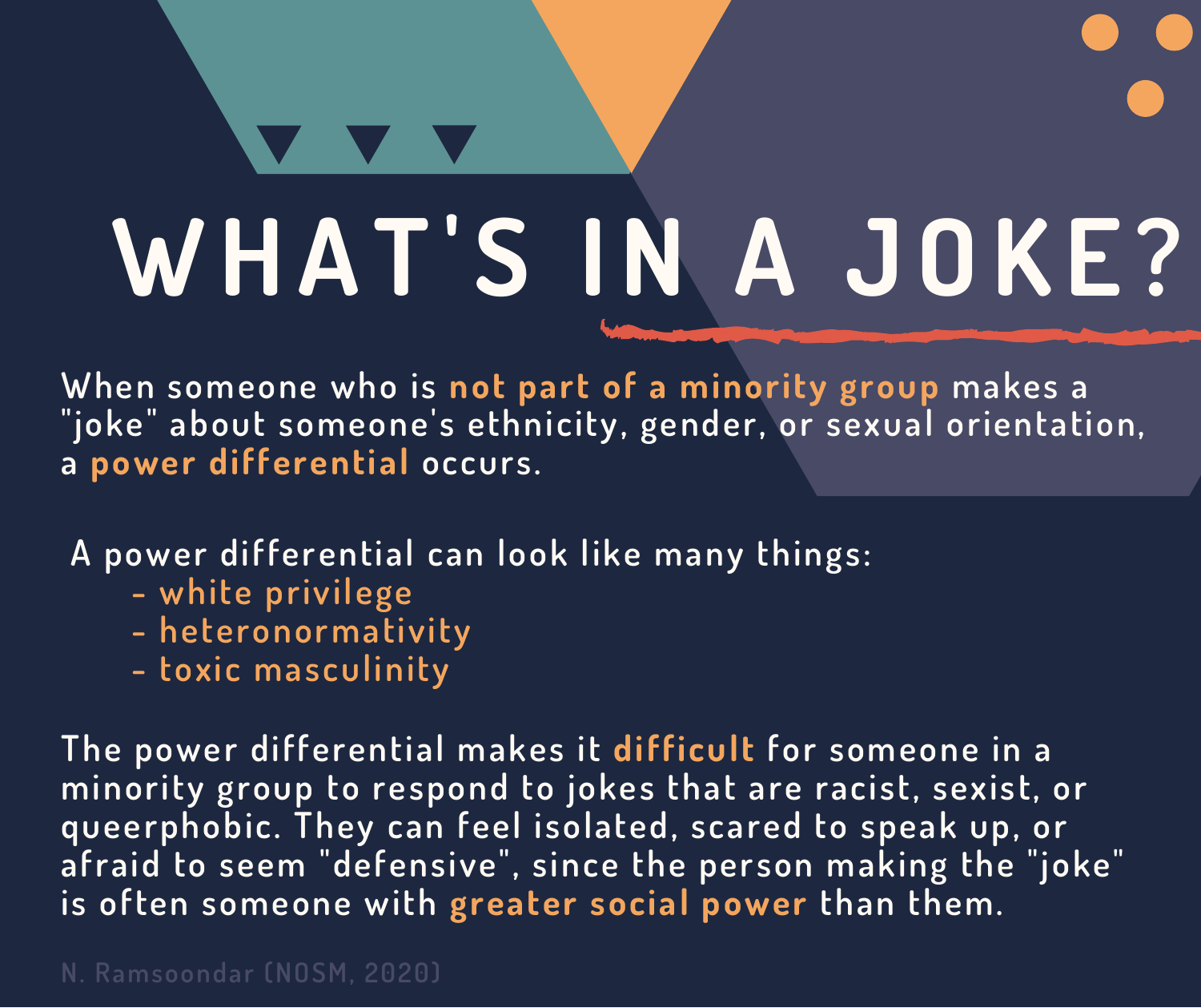# WHAT'S IN A JOKE?

When someone who is **not part of a minority group** makes a "joke" about someone's ethnicity, gender, or sexual orientation, a **power differential** occurs.

A power differential can look like many things:

- white privilege
- heteronormativity
- toxic masculinity

The power differential makes it **difficult** for someone in a minority group to respond to jokes that are racist, sexist, or queerphobic. They can feel isolated, scared to speak up, or afraid to seem "defensive", since the person making the "joke" is often someone with **greater social power** than them.

N. Ramsoondar (NOSM, 2020)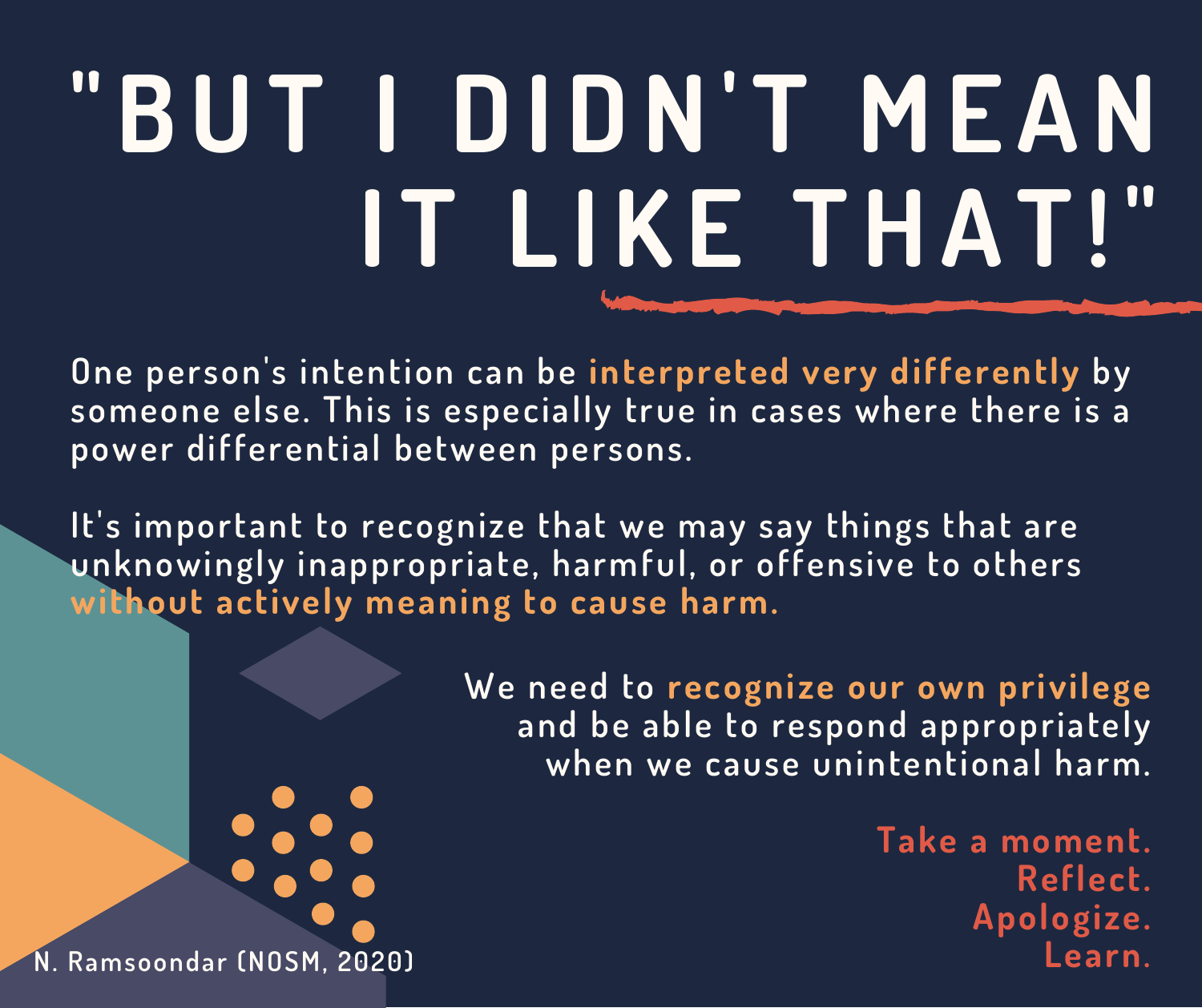# "BUT I DIDN'T MEAN IT LIKE THAT!"

One person's intention can be **interpreted very differently** by someone else. This is especially true in cases where there is a power differential between persons.

It's important to recognize that we may say things that are unknowingly inappropriate, harmful, or offensive to others **without actively meaning to cause harm.**

We need to **recognize our own privilege** and be able to respond appropriately when we cause unintentional harm.

**Take a moment.**
**Reflect.**
**Apologize.**
**Learn.**

N. Ramsoondar (NOSM, 2020)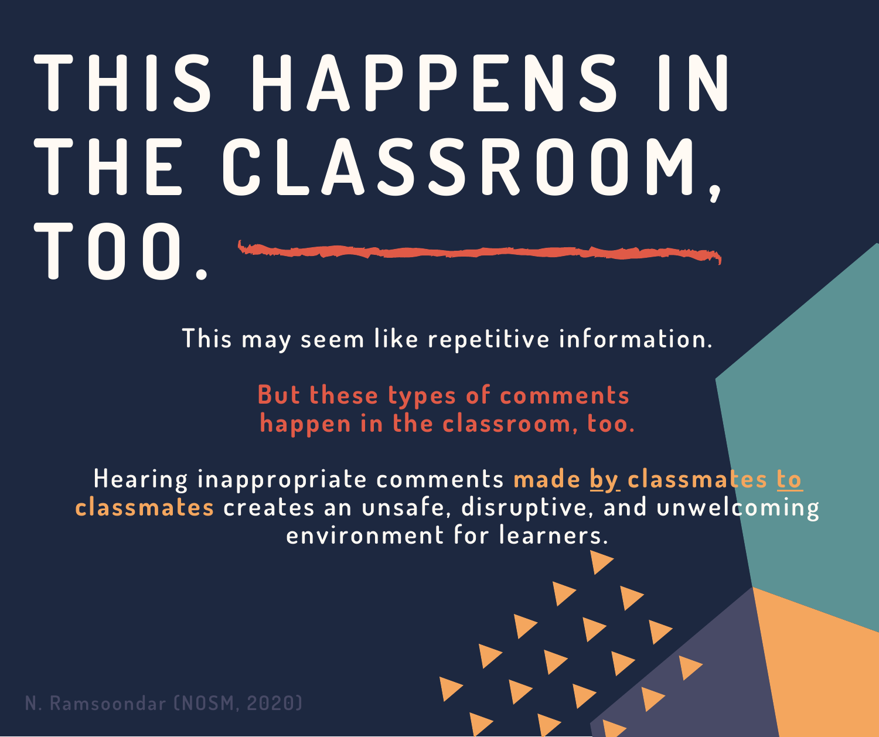# THIS HAPPENS IN THE CLASSROOM, TOO.

This may seem like repetitive information.

**But these types of comments happen in the classroom, too.**

Hearing inappropriate comments **made by classmates to classmates** creates an unsafe, disruptive, and unwelcoming environment for learners.

N. Ramsoondar (NOSM, 2020)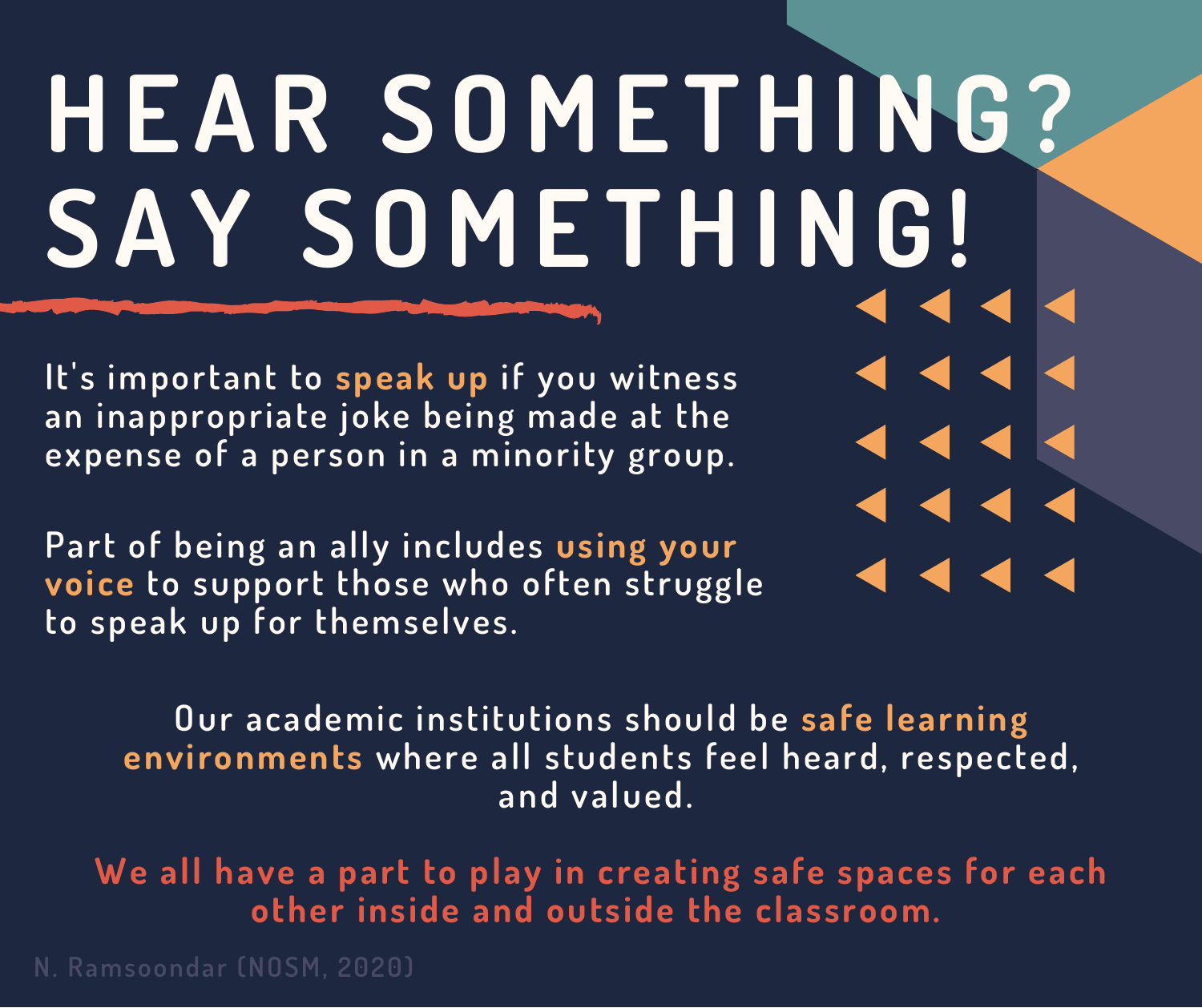# HEAR SOMETHING? SAY SOMETHING!

It's important to **speak up** if you witness an inappropriate joke being made at the expense of a person in a minority group.

Part of being an ally includes **using your voice** to support those who often struggle to speak up for themselves.

Our academic institutions should be **safe learning environments** where all students feel heard, respected, and valued.

**We all have a part to play in creating safe spaces for each other inside and outside the classroom.**

N. Ramsoondar (NOSM, 2020)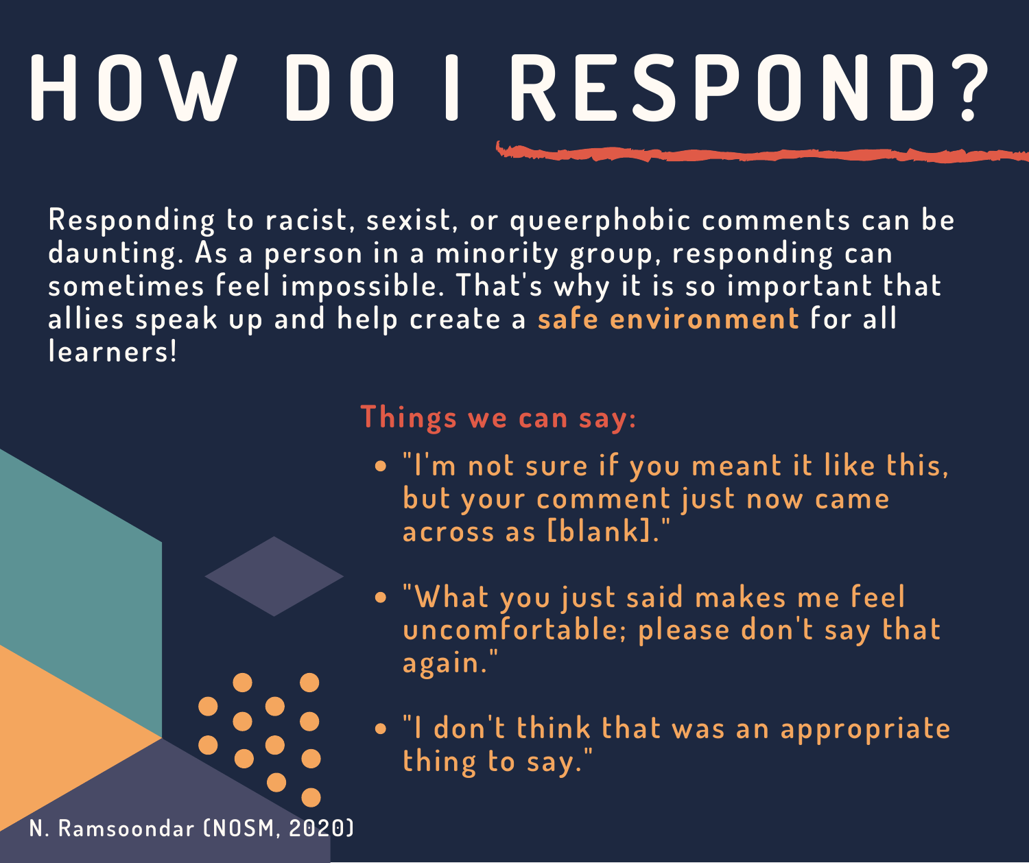# HOW DO I RESPOND?

Responding to racist, sexist, or queerphobic comments can be daunting. As a person in a minority group, responding can sometimes feel impossible. That's why it is so important that allies speak up and help create a safe environment for all learners!

## Things we can say:

- "I'm not sure if you meant it like this, but your comment just now came across as [blank]."
- "What you just said makes me feel uncomfortable; please don't say that again."
- "I don't think that was an appropriate thing to say."

N. Ramsoondar (NOSM, 2020)